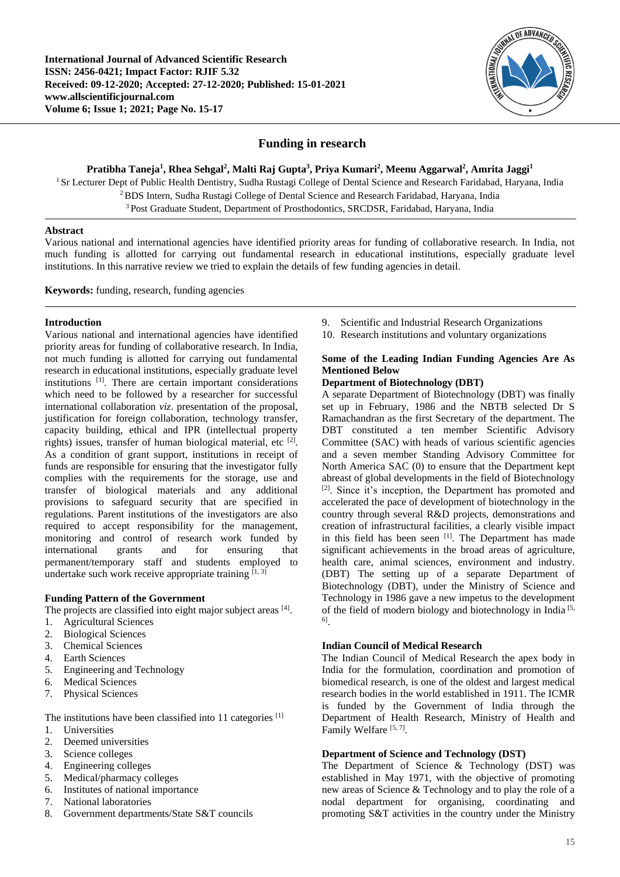# Funding in research

**Pratibha Taneja[1], Rhea Sehgal[2], Malti Raj Gupta[3], Priya Kumari[2], Meenu Aggarwal[2], Amrita Jaggi[1]**

[1] Sr Lecturer Dept of Public Health Dentistry, Sudha Rustagi College of Dental Science and Research Faridabad, Haryana, India

[2] BDS Intern, Sudha Rustagi College of Dental Science and Research Faridabad, Haryana, India

[3] Post Graduate Student, Department of Prosthodontics, SRCDSR, Faridabad, Haryana, India

## Abstract

Various national and international agencies have identified priority areas for funding of collaborative research. In India, not much funding is allotted for carrying out fundamental research in educational institutions, especially graduate level institutions. In this narrative review we tried to explain the details of few funding agencies in detail.

**Keywords:** funding, research, funding agencies

## Introduction

Various national and international agencies have identified priority areas for funding of collaborative research. In India, not much funding is allotted for carrying out fundamental research in educational institutions, especially graduate level institutions [1]. There are certain important considerations which need to be followed by a researcher for successful international collaboration *viz*. presentation of the proposal, justification for foreign collaboration, technology transfer, capacity building, ethical and IPR (intellectual property rights) issues, transfer of human biological material, etc [2]. As a condition of grant support, institutions in receipt of funds are responsible for ensuring that the investigator fully complies with the requirements for the storage, use and transfer of biological materials and any additional provisions to safeguard security that are specified in regulations. Parent institutions of the investigators are also required to accept responsibility for the management, monitoring and control of research work funded by international grants and for ensuring that permanent/temporary staff and students employed to undertake such work receive appropriate training [1, 3]

### Funding Pattern of the Government

The projects are classified into eight major subject areas [4].

1. Agricultural Sciences
2. Biological Sciences
3. Chemical Sciences
4. Earth Sciences
5. Engineering and Technology
6. Medical Sciences
7. Physical Sciences

The institutions have been classified into 11 categories [1]

1. Universities
2. Deemed universities
3. Science colleges
4. Engineering colleges
5. Medical/pharmacy colleges
6. Institutes of national importance
7. National laboratories
8. Government departments/State S&T councils
9. Scientific and Industrial Research Organizations
10. Research institutions and voluntary organizations

### Some of the Leading Indian Funding Agencies Are As Mentioned Below

#### Department of Biotechnology (DBT)

A separate Department of Biotechnology (DBT) was finally set up in February, 1986 and the NBTB selected Dr S Ramachandran as the first Secretary of the department. The DBT constituted a ten member Scientific Advisory Committee (SAC) with heads of various scientific agencies and a seven member Standing Advisory Committee for North America SAC (0) to ensure that the Department kept abreast of global developments in the field of Biotechnology [2]. Since it's inception, the Department has promoted and accelerated the pace of development of biotechnology in the country through several R&D projects, demonstrations and creation of infrastructural facilities, a clearly visible impact in this field has been seen [1]. The Department has made significant achievements in the broad areas of agriculture, health care, animal sciences, environment and industry. (DBT) The setting up of a separate Department of Biotechnology (DBT), under the Ministry of Science and Technology in 1986 gave a new impetus to the development of the field of modern biology and biotechnology in India [5, 6].

#### Indian Council of Medical Research

The Indian Council of Medical Research the apex body in India for the formulation, coordination and promotion of biomedical research, is one of the oldest and largest medical research bodies in the world established in 1911. The ICMR is funded by the Government of India through the Department of Health Research, Ministry of Health and Family Welfare [5, 7].

#### Department of Science and Technology (DST)

The Department of Science & Technology (DST) was established in May 1971, with the objective of promoting new areas of Science & Technology and to play the role of a nodal department for organising, coordinating and promoting S&T activities in the country under the Ministry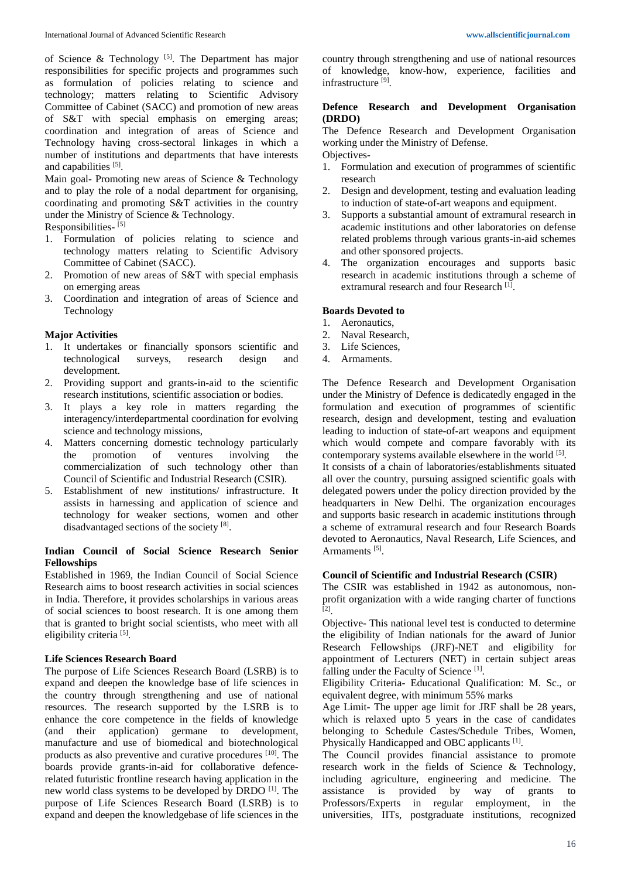of Science & Technology [5]. The Department has major responsibilities for specific projects and programmes such as formulation of policies relating to science and technology; matters relating to Scientific Advisory Committee of Cabinet (SACC) and promotion of new areas of S&T with special emphasis on emerging areas; coordination and integration of areas of Science and Technology having cross-sectoral linkages in which a number of institutions and departments that have interests and capabilities [5].

Main goal- Promoting new areas of Science & Technology and to play the role of a nodal department for organising, coordinating and promoting S&T activities in the country under the Ministry of Science & Technology.

Responsibilities- [5]

1. Formulation of policies relating to science and technology matters relating to Scientific Advisory Committee of Cabinet (SACC).
2. Promotion of new areas of S&T with special emphasis on emerging areas
3. Coordination and integration of areas of Science and Technology

**Major Activities**

1. It undertakes or financially sponsors scientific and technological surveys, research design and development.
2. Providing support and grants-in-aid to the scientific research institutions, scientific association or bodies.
3. It plays a key role in matters regarding the interagency/interdepartmental coordination for evolving science and technology missions,
4. Matters concerning domestic technology particularly the promotion of ventures involving the commercialization of such technology other than Council of Scientific and Industrial Research (CSIR).
5. Establishment of new institutions/ infrastructure. It assists in harnessing and application of science and technology for weaker sections, women and other disadvantaged sections of the society [8].

**Indian Council of Social Science Research Senior Fellowships**

Established in 1969, the Indian Council of Social Science Research aims to boost research activities in social sciences in India. Therefore, it provides scholarships in various areas of social sciences to boost research. It is one among them that is granted to bright social scientists, who meet with all eligibility criteria [5].

**Life Sciences Research Board**

The purpose of Life Sciences Research Board (LSRB) is to expand and deepen the knowledge base of life sciences in the country through strengthening and use of national resources. The research supported by the LSRB is to enhance the core competence in the fields of knowledge (and their application) germane to development, manufacture and use of biomedical and biotechnological products as also preventive and curative procedures [10]. The boards provide grants-in-aid for collaborative defence-related futuristic frontline research having application in the new world class systems to be developed by DRDO [1]. The purpose of Life Sciences Research Board (LSRB) is to expand and deepen the knowledgebase of life sciences in the country through strengthening and use of national resources of knowledge, know-how, experience, facilities and infrastructure [9].

**Defence Research and Development Organisation (DRDO)**

The Defence Research and Development Organisation working under the Ministry of Defense.

Objectives-

1. Formulation and execution of programmes of scientific research
2. Design and development, testing and evaluation leading to induction of state-of-art weapons and equipment.
3. Supports a substantial amount of extramural research in academic institutions and other laboratories on defense related problems through various grants-in-aid schemes and other sponsored projects.
4. The organization encourages and supports basic research in academic institutions through a scheme of extramural research and four Research [1].

**Boards Devoted to**

1. Aeronautics,
2. Naval Research,
3. Life Sciences,
4. Armaments.

The Defence Research and Development Organisation under the Ministry of Defence is dedicatedly engaged in the formulation and execution of programmes of scientific research, design and development, testing and evaluation leading to induction of state-of-art weapons and equipment which would compete and compare favorably with its contemporary systems available elsewhere in the world [5].

It consists of a chain of laboratories/establishments situated all over the country, pursuing assigned scientific goals with delegated powers under the policy direction provided by the headquarters in New Delhi. The organization encourages and supports basic research in academic institutions through a scheme of extramural research and four Research Boards devoted to Aeronautics, Naval Research, Life Sciences, and Armaments [5].

**Council of Scientific and Industrial Research (CSIR)**

The CSIR was established in 1942 as autonomous, non-profit organization with a wide ranging charter of functions [2].

Objective- This national level test is conducted to determine the eligibility of Indian nationals for the award of Junior Research Fellowships (JRF)-NET and eligibility for appointment of Lecturers (NET) in certain subject areas falling under the Faculty of Science [1].

Eligibility Criteria- Educational Qualification: M. Sc., or equivalent degree, with minimum 55% marks

Age Limit- The upper age limit for JRF shall be 28 years, which is relaxed upto 5 years in the case of candidates belonging to Schedule Castes/Schedule Tribes, Women, Physically Handicapped and OBC applicants [1].

The Council provides financial assistance to promote research work in the fields of Science & Technology, including agriculture, engineering and medicine. The assistance is provided by way of grants to Professors/Experts in regular employment, in the universities, IITs, postgraduate institutions, recognized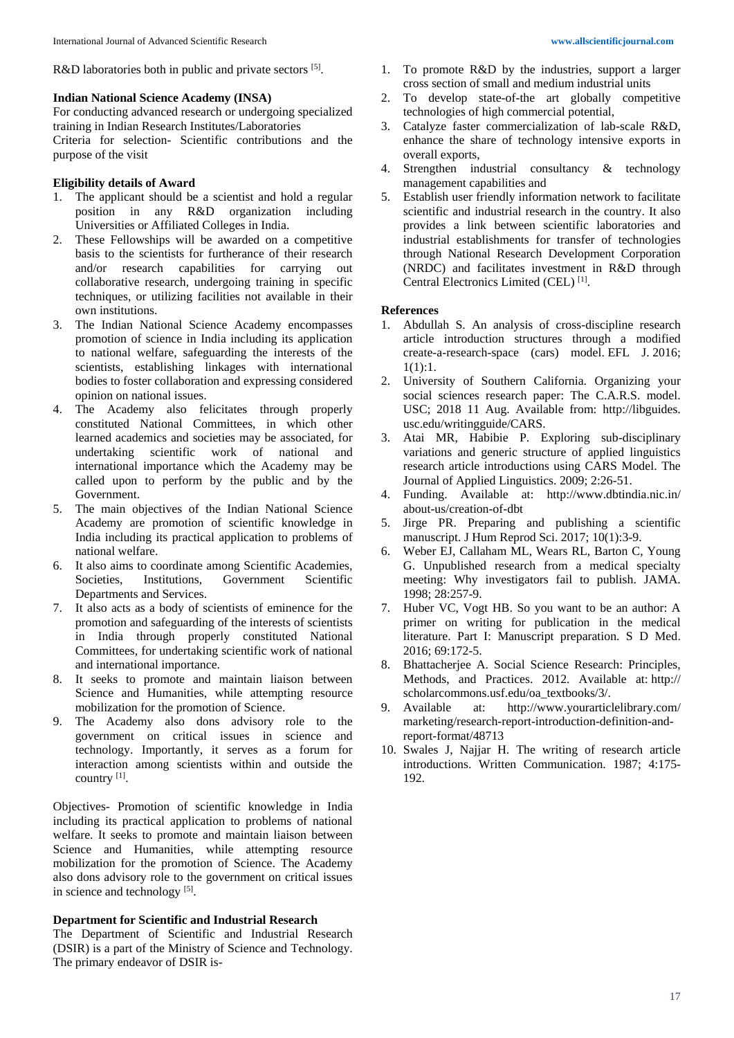R&D laboratories both in public and private sectors [5].

### Indian National Science Academy (INSA)

For conducting advanced research or undergoing specialized training in Indian Research Institutes/Laboratories

Criteria for selection- Scientific contributions and the purpose of the visit

### Eligibility details of Award

1. The applicant should be a scientist and hold a regular position in any R&D organization including Universities or Affiliated Colleges in India.
2. These Fellowships will be awarded on a competitive basis to the scientists for furtherance of their research and/or research capabilities for carrying out collaborative research, undergoing training in specific techniques, or utilizing facilities not available in their own institutions.
3. The Indian National Science Academy encompasses promotion of science in India including its application to national welfare, safeguarding the interests of the scientists, establishing linkages with international bodies to foster collaboration and expressing considered opinion on national issues.
4. The Academy also felicitates through properly constituted National Committees, in which other learned academics and societies may be associated, for undertaking scientific work of national and international importance which the Academy may be called upon to perform by the public and by the Government.
5. The main objectives of the Indian National Science Academy are promotion of scientific knowledge in India including its practical application to problems of national welfare.
6. It also aims to coordinate among Scientific Academies, Societies, Institutions, Government Scientific Departments and Services.
7. It also acts as a body of scientists of eminence for the promotion and safeguarding of the interests of scientists in India through properly constituted National Committees, for undertaking scientific work of national and international importance.
8. It seeks to promote and maintain liaison between Science and Humanities, while attempting resource mobilization for the promotion of Science.
9. The Academy also dons advisory role to the government on critical issues in science and technology. Importantly, it serves as a forum for interaction among scientists within and outside the country [1].

Objectives- Promotion of scientific knowledge in India including its practical application to problems of national welfare. It seeks to promote and maintain liaison between Science and Humanities, while attempting resource mobilization for the promotion of Science. The Academy also dons advisory role to the government on critical issues in science and technology [5].

### Department for Scientific and Industrial Research

The Department of Scientific and Industrial Research (DSIR) is a part of the Ministry of Science and Technology. The primary endeavor of DSIR is-

1. To promote R&D by the industries, support a larger cross section of small and medium industrial units
2. To develop state-of-the art globally competitive technologies of high commercial potential,
3. Catalyze faster commercialization of lab-scale R&D, enhance the share of technology intensive exports in overall exports,
4. Strengthen industrial consultancy & technology management capabilities and
5. Establish user friendly information network to facilitate scientific and industrial research in the country. It also provides a link between scientific laboratories and industrial establishments for transfer of technologies through National Research Development Corporation (NRDC) and facilitates investment in R&D through Central Electronics Limited (CEL) [1].

### References

1. Abdullah S. An analysis of cross-discipline research article introduction structures through a modified create-a-research-space (cars) model. EFL J. 2016; 1(1):1.
2. University of Southern California. Organizing your social sciences research paper: The C.A.R.S. model. USC; 2018 11 Aug. Available from: http://libguides.usc.edu/writingguide/CARS.
3. Atai MR, Habibie P. Exploring sub-disciplinary variations and generic structure of applied linguistics research article introductions using CARS Model. The Journal of Applied Linguistics. 2009; 2:26-51.
4. Funding. Available at: http://www.dbtindia.nic.in/about-us/creation-of-dbt
5. Jirge PR. Preparing and publishing a scientific manuscript. J Hum Reprod Sci. 2017; 10(1):3-9.
6. Weber EJ, Callaham ML, Wears RL, Barton C, Young G. Unpublished research from a medical specialty meeting: Why investigators fail to publish. JAMA. 1998; 28:257-9.
7. Huber VC, Vogt HB. So you want to be an author: A primer on writing for publication in the medical literature. Part I: Manuscript preparation. S D Med. 2016; 69:172-5.
8. Bhattacherjee A. Social Science Research: Principles, Methods, and Practices. 2012. Available at: http://scholarcommons.usf.edu/oa_textbooks/3/.
9. Available at: http://www.yourarticlelibrary.com/marketing/research-report-introduction-definition-and-report-format/48713
10. Swales J, Najjar H. The writing of research article introductions. Written Communication. 1987; 4:175-192.